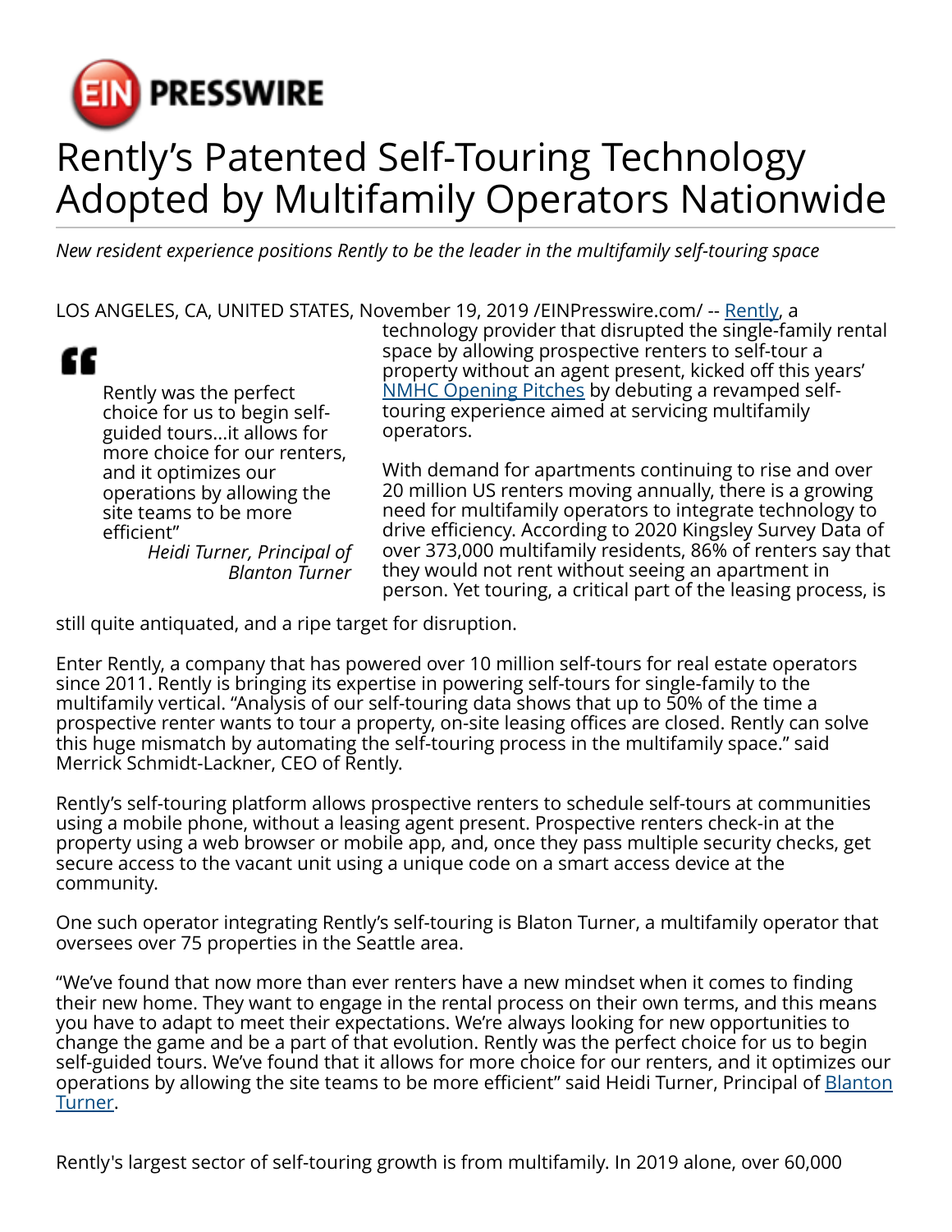# Rently's Patented Self-Touring Technology Adopted by Multifamily Operators Nationwide

*New resident experience positions Rently to be the leader in the multifamily self-touring space*

LOS ANGELES, CA, UNITED STATES, November 19, 2019 /EINPresswire.com/ -- [Rently](), a technology provider that disrupted the single-family rental space by allowing prospective renters to self-tour a property without an agent present, kicked off this years' [NMHC Opening Pitches]() by debuting a revamped self-touring experience aimed at servicing multifamily operators.

> "Rently was the perfect choice for us to begin self-guided tours...it allows for more choice for our renters, and it optimizes our operations by allowing the site teams to be more efficient"
>
> *Heidi Turner, Principal of Blanton Turner*

With demand for apartments continuing to rise and over 20 million US renters moving annually, there is a growing need for multifamily operators to integrate technology to drive efficiency. According to 2020 Kingsley Survey Data of over 373,000 multifamily residents, 86% of renters say that they would not rent without seeing an apartment in person. Yet touring, a critical part of the leasing process, is still quite antiquated, and a ripe target for disruption.

Enter Rently, a company that has powered over 10 million self-tours for real estate operators since 2011. Rently is bringing its expertise in powering self-tours for single-family to the multifamily vertical. "Analysis of our self-touring data shows that up to 50% of the time a prospective renter wants to tour a property, on-site leasing offices are closed. Rently can solve this huge mismatch by automating the self-touring process in the multifamily space." said Merrick Schmidt-Lackner, CEO of Rently.

Rently's self-touring platform allows prospective renters to schedule self-tours at communities using a mobile phone, without a leasing agent present. Prospective renters check-in at the property using a web browser or mobile app, and, once they pass multiple security checks, get secure access to the vacant unit using a unique code on a smart access device at the community.

One such operator integrating Rently's self-touring is Blaton Turner, a multifamily operator that oversees over 75 properties in the Seattle area.

"We've found that now more than ever renters have a new mindset when it comes to finding their new home. They want to engage in the rental process on their own terms, and this means you have to adapt to meet their expectations. We're always looking for new opportunities to change the game and be a part of that evolution. Rently was the perfect choice for us to begin self-guided tours. We've found that it allows for more choice for our renters, and it optimizes our operations by allowing the site teams to be more efficient" said Heidi Turner, Principal of [Blanton Turner]().

Rently's largest sector of self-touring growth is from multifamily. In 2019 alone, over 60,000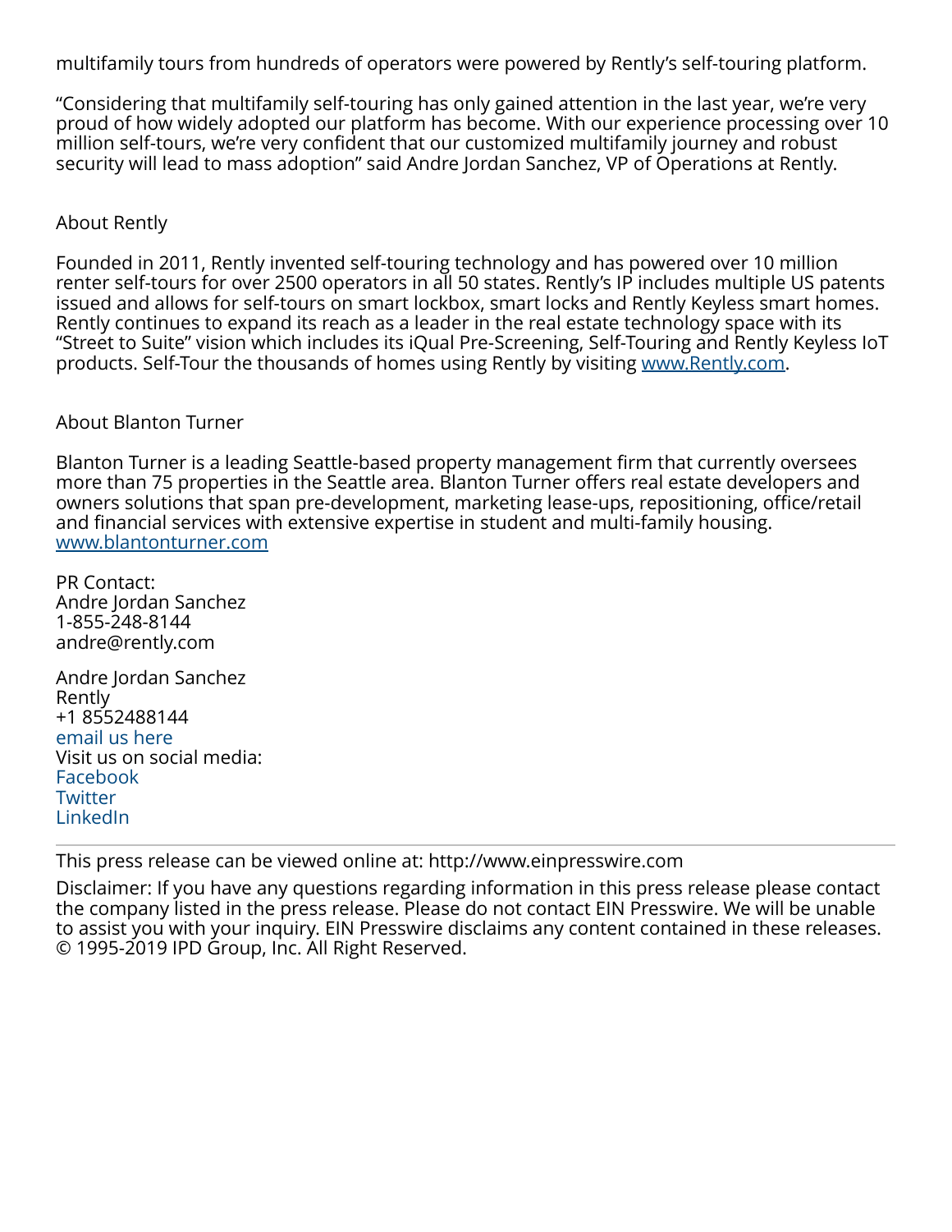multifamily tours from hundreds of operators were powered by Rently's self-touring platform.

"Considering that multifamily self-touring has only gained attention in the last year, we're very proud of how widely adopted our platform has become. With our experience processing over 10 million self-tours, we're very confident that our customized multifamily journey and robust security will lead to mass adoption" said Andre Jordan Sanchez, VP of Operations at Rently.

## About Rently

Founded in 2011, Rently invented self-touring technology and has powered over 10 million renter self-tours for over 2500 operators in all 50 states. Rently's IP includes multiple US patents issued and allows for self-tours on smart lockbox, smart locks and Rently Keyless smart homes. Rently continues to expand its reach as a leader in the real estate technology space with its "Street to Suite" vision which includes its iQual Pre-Screening, Self-Touring and Rently Keyless IoT products. Self-Tour the thousands of homes using Rently by visiting www.Rently.com.

## About Blanton Turner

Blanton Turner is a leading Seattle-based property management firm that currently oversees more than 75 properties in the Seattle area. Blanton Turner offers real estate developers and owners solutions that span pre-development, marketing lease-ups, repositioning, office/retail and financial services with extensive expertise in student and multi-family housing.
www.blantonturner.com

PR Contact:
Andre Jordan Sanchez
1-855-248-8144
andre@rently.com

Andre Jordan Sanchez
Rently
+1 8552488144
email us here
Visit us on social media:
Facebook
Twitter
LinkedIn

---

This press release can be viewed online at: http://www.einpresswire.com

Disclaimer: If you have any questions regarding information in this press release please contact the company listed in the press release. Please do not contact EIN Presswire. We will be unable to assist you with your inquiry. EIN Presswire disclaims any content contained in these releases. © 1995-2019 IPD Group, Inc. All Right Reserved.